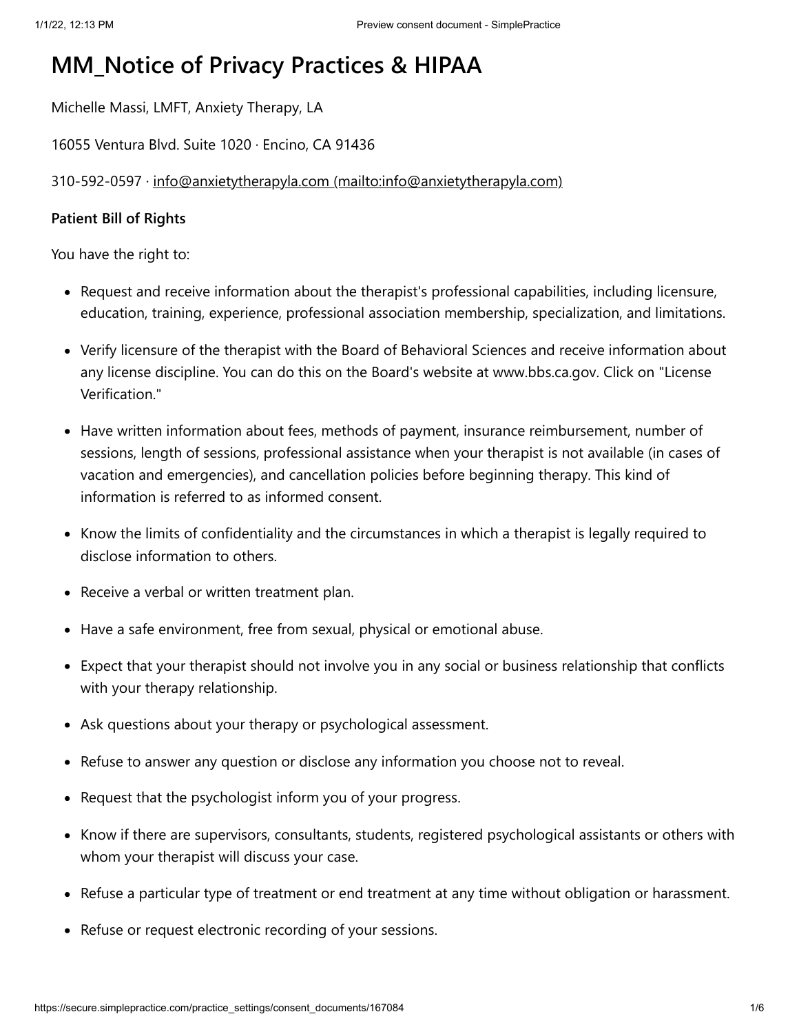# MM_Notice of Privacy Practices & HIPAA

Michelle Massi, LMFT, Anxiety Therapy, LA

16055 Ventura Blvd. Suite 1020 · Encino, CA 91436

310-592-0597 · info@anxietytherapyla.com (mailto:info@anxietytherapyla.com)

**Patient Bill of Rights**

You have the right to:

- Request and receive information about the therapist's professional capabilities, including licensure, education, training, experience, professional association membership, specialization, and limitations.
- Verify licensure of the therapist with the Board of Behavioral Sciences and receive information about any license discipline. You can do this on the Board's website at www.bbs.ca.gov. Click on "License Verification."
- Have written information about fees, methods of payment, insurance reimbursement, number of sessions, length of sessions, professional assistance when your therapist is not available (in cases of vacation and emergencies), and cancellation policies before beginning therapy. This kind of information is referred to as informed consent.
- Know the limits of confidentiality and the circumstances in which a therapist is legally required to disclose information to others.
- Receive a verbal or written treatment plan.
- Have a safe environment, free from sexual, physical or emotional abuse.
- Expect that your therapist should not involve you in any social or business relationship that conflicts with your therapy relationship.
- Ask questions about your therapy or psychological assessment.
- Refuse to answer any question or disclose any information you choose not to reveal.
- Request that the psychologist inform you of your progress.
- Know if there are supervisors, consultants, students, registered psychological assistants or others with whom your therapist will discuss your case.
- Refuse a particular type of treatment or end treatment at any time without obligation or harassment.
- Refuse or request electronic recording of your sessions.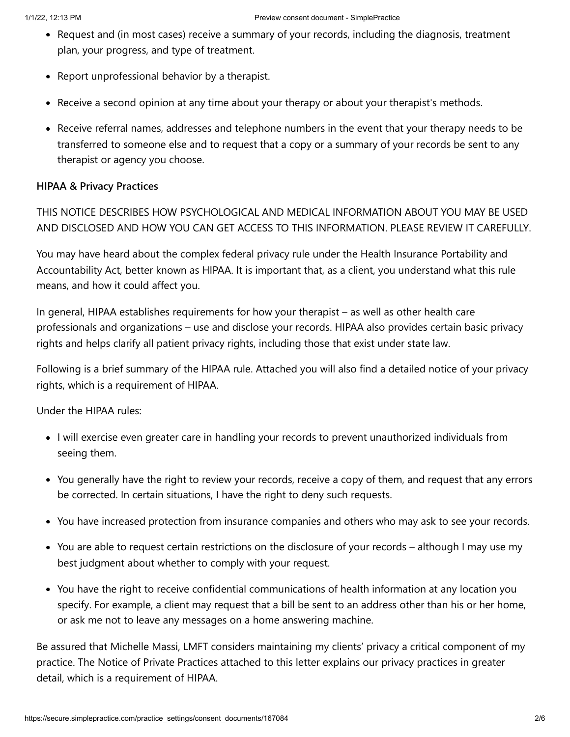- Request and (in most cases) receive a summary of your records, including the diagnosis, treatment plan, your progress, and type of treatment.
- Report unprofessional behavior by a therapist.
- Receive a second opinion at any time about your therapy or about your therapist's methods.
- Receive referral names, addresses and telephone numbers in the event that your therapy needs to be transferred to someone else and to request that a copy or a summary of your records be sent to any therapist or agency you choose.

**HIPAA & Privacy Practices**

THIS NOTICE DESCRIBES HOW PSYCHOLOGICAL AND MEDICAL INFORMATION ABOUT YOU MAY BE USED AND DISCLOSED AND HOW YOU CAN GET ACCESS TO THIS INFORMATION. PLEASE REVIEW IT CAREFULLY.

You may have heard about the complex federal privacy rule under the Health Insurance Portability and Accountability Act, better known as HIPAA. It is important that, as a client, you understand what this rule means, and how it could affect you.

In general, HIPAA establishes requirements for how your therapist – as well as other health care professionals and organizations – use and disclose your records. HIPAA also provides certain basic privacy rights and helps clarify all patient privacy rights, including those that exist under state law.

Following is a brief summary of the HIPAA rule. Attached you will also find a detailed notice of your privacy rights, which is a requirement of HIPAA.

Under the HIPAA rules:

- I will exercise even greater care in handling your records to prevent unauthorized individuals from seeing them.
- You generally have the right to review your records, receive a copy of them, and request that any errors be corrected. In certain situations, I have the right to deny such requests.
- You have increased protection from insurance companies and others who may ask to see your records.
- You are able to request certain restrictions on the disclosure of your records – although I may use my best judgment about whether to comply with your request.
- You have the right to receive confidential communications of health information at any location you specify. For example, a client may request that a bill be sent to an address other than his or her home, or ask me not to leave any messages on a home answering machine.

Be assured that Michelle Massi, LMFT considers maintaining my clients' privacy a critical component of my practice. The Notice of Private Practices attached to this letter explains our privacy practices in greater detail, which is a requirement of HIPAA.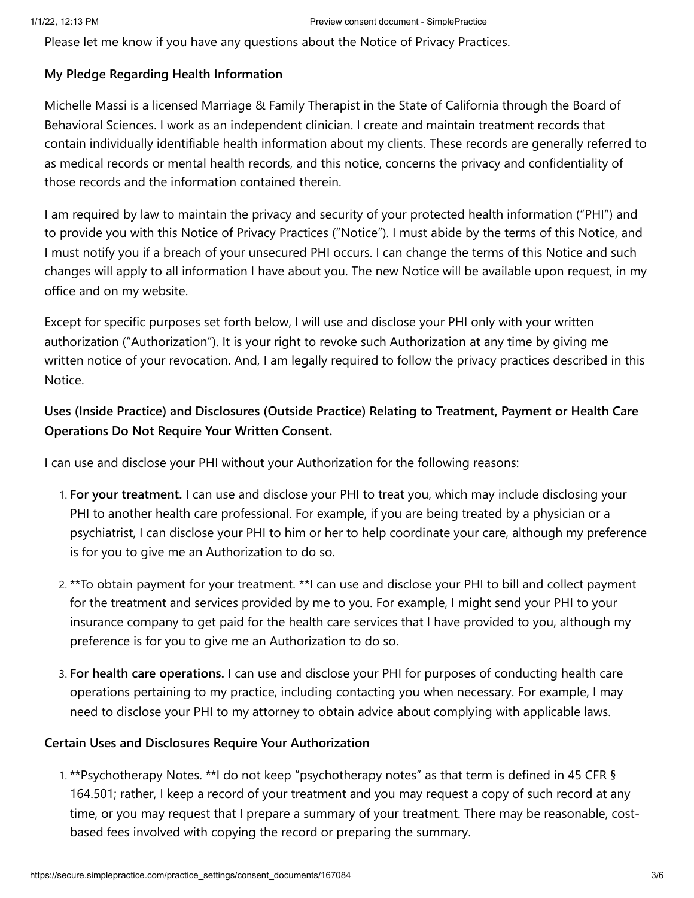Please let me know if you have any questions about the Notice of Privacy Practices.

**My Pledge Regarding Health Information**

Michelle Massi is a licensed Marriage & Family Therapist in the State of California through the Board of Behavioral Sciences. I work as an independent clinician. I create and maintain treatment records that contain individually identifiable health information about my clients. These records are generally referred to as medical records or mental health records, and this notice, concerns the privacy and confidentiality of those records and the information contained therein.

I am required by law to maintain the privacy and security of your protected health information ("PHI") and to provide you with this Notice of Privacy Practices ("Notice"). I must abide by the terms of this Notice, and I must notify you if a breach of your unsecured PHI occurs. I can change the terms of this Notice and such changes will apply to all information I have about you. The new Notice will be available upon request, in my office and on my website.

Except for specific purposes set forth below, I will use and disclose your PHI only with your written authorization ("Authorization"). It is your right to revoke such Authorization at any time by giving me written notice of your revocation. And, I am legally required to follow the privacy practices described in this Notice.

**Uses (Inside Practice) and Disclosures (Outside Practice) Relating to Treatment, Payment or Health Care Operations Do Not Require Your Written Consent.**

I can use and disclose your PHI without your Authorization for the following reasons:

1. **For your treatment.** I can use and disclose your PHI to treat you, which may include disclosing your PHI to another health care professional. For example, if you are being treated by a physician or a psychiatrist, I can disclose your PHI to him or her to help coordinate your care, although my preference is for you to give me an Authorization to do so.
2. **To obtain payment for your treatment. **I can use and disclose your PHI to bill and collect payment for the treatment and services provided by me to you. For example, I might send your PHI to your insurance company to get paid for the health care services that I have provided to you, although my preference is for you to give me an Authorization to do so.
3. **For health care operations.** I can use and disclose your PHI for purposes of conducting health care operations pertaining to my practice, including contacting you when necessary. For example, I may need to disclose your PHI to my attorney to obtain advice about complying with applicable laws.

**Certain Uses and Disclosures Require Your Authorization**

1. **Psychotherapy Notes. **I do not keep "psychotherapy notes" as that term is defined in 45 CFR § 164.501; rather, I keep a record of your treatment and you may request a copy of such record at any time, or you may request that I prepare a summary of your treatment. There may be reasonable, cost-based fees involved with copying the record or preparing the summary.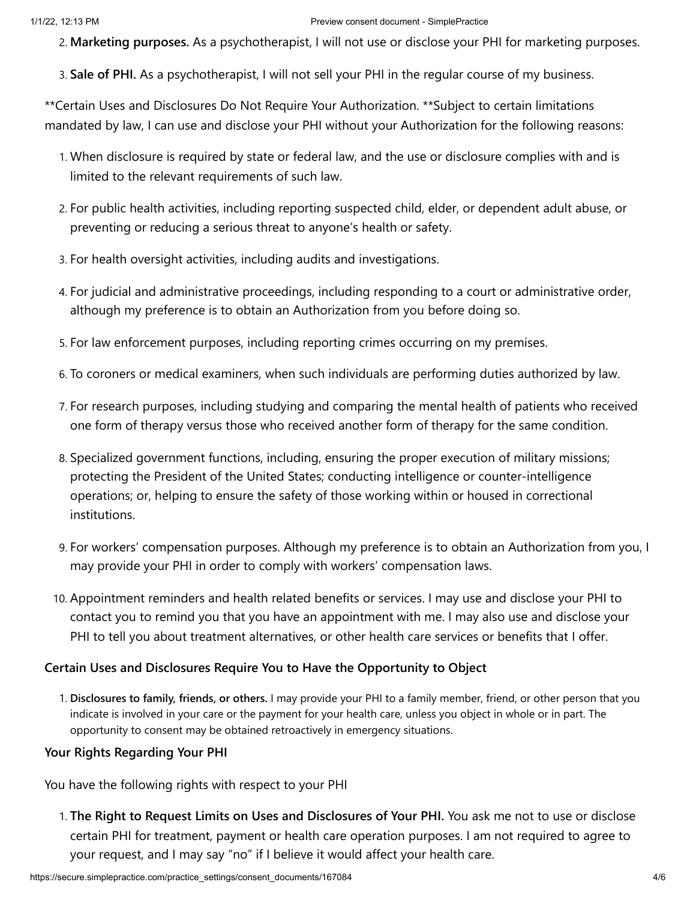2. **Marketing purposes.** As a psychotherapist, I will not use or disclose your PHI for marketing purposes.

3. **Sale of PHI.** As a psychotherapist, I will not sell your PHI in the regular course of my business.

**Certain Uses and Disclosures Do Not Require Your Authorization. **Subject to certain limitations mandated by law, I can use and disclose your PHI without your Authorization for the following reasons:

1. When disclosure is required by state or federal law, and the use or disclosure complies with and is limited to the relevant requirements of such law.

2. For public health activities, including reporting suspected child, elder, or dependent adult abuse, or preventing or reducing a serious threat to anyone's health or safety.

3. For health oversight activities, including audits and investigations.

4. For judicial and administrative proceedings, including responding to a court or administrative order, although my preference is to obtain an Authorization from you before doing so.

5. For law enforcement purposes, including reporting crimes occurring on my premises.

6. To coroners or medical examiners, when such individuals are performing duties authorized by law.

7. For research purposes, including studying and comparing the mental health of patients who received one form of therapy versus those who received another form of therapy for the same condition.

8. Specialized government functions, including, ensuring the proper execution of military missions; protecting the President of the United States; conducting intelligence or counter-intelligence operations; or, helping to ensure the safety of those working within or housed in correctional institutions.

9. For workers' compensation purposes. Although my preference is to obtain an Authorization from you, I may provide your PHI in order to comply with workers' compensation laws.

10. Appointment reminders and health related benefits or services. I may use and disclose your PHI to contact you to remind you that you have an appointment with me. I may also use and disclose your PHI to tell you about treatment alternatives, or other health care services or benefits that I offer.

**Certain Uses and Disclosures Require You to Have the Opportunity to Object**

1. **Disclosures to family, friends, or others.** I may provide your PHI to a family member, friend, or other person that you indicate is involved in your care or the payment for your health care, unless you object in whole or in part. The opportunity to consent may be obtained retroactively in emergency situations.

**Your Rights Regarding Your PHI**

You have the following rights with respect to your PHI

1. **The Right to Request Limits on Uses and Disclosures of Your PHI.** You ask me not to use or disclose certain PHI for treatment, payment or health care operation purposes. I am not required to agree to your request, and I may say "no" if I believe it would affect your health care.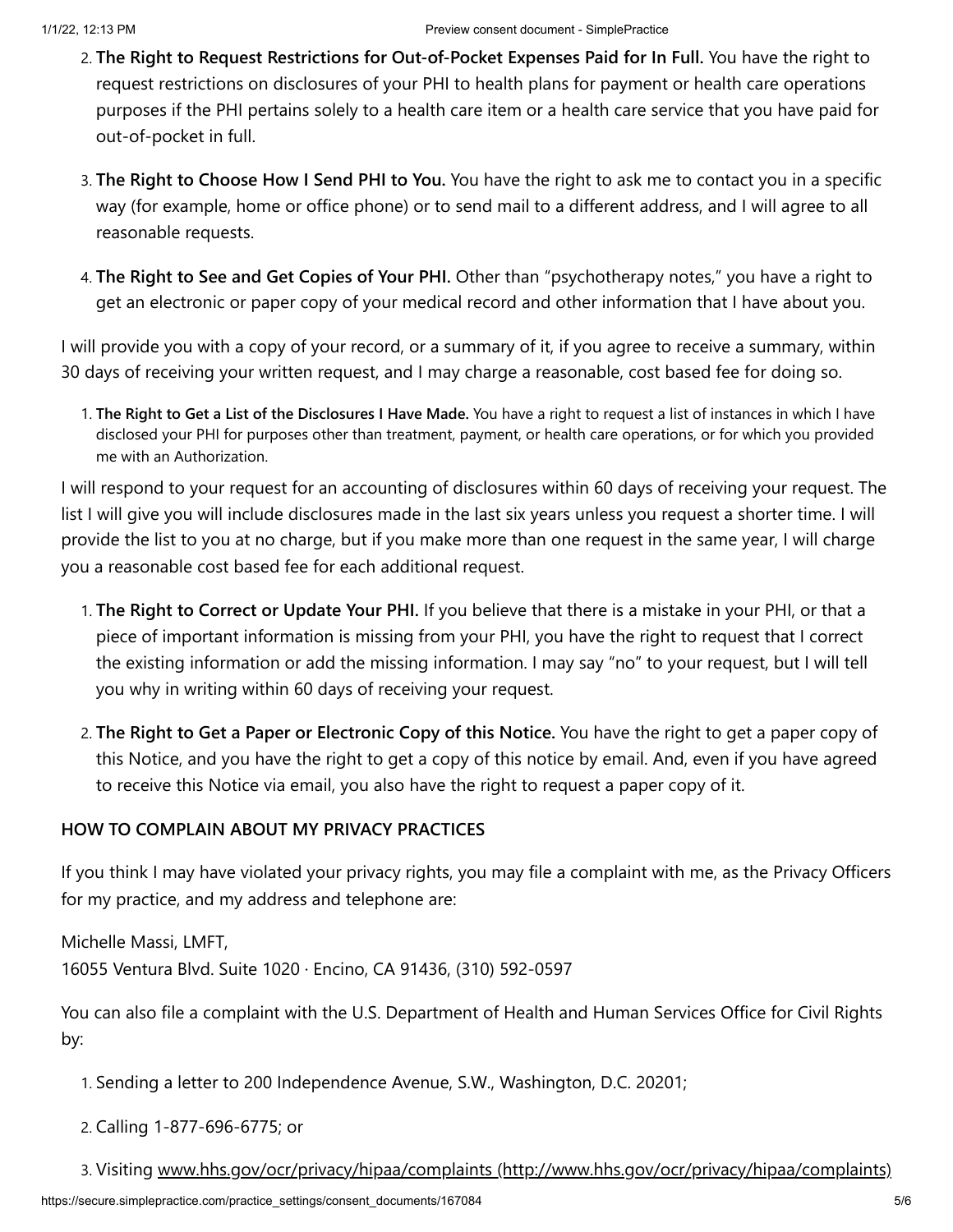2. **The Right to Request Restrictions for Out-of-Pocket Expenses Paid for In Full.** You have the right to request restrictions on disclosures of your PHI to health plans for payment or health care operations purposes if the PHI pertains solely to a health care item or a health care service that you have paid for out-of-pocket in full.

3. **The Right to Choose How I Send PHI to You.** You have the right to ask me to contact you in a specific way (for example, home or office phone) or to send mail to a different address, and I will agree to all reasonable requests.

4. **The Right to See and Get Copies of Your PHI.** Other than "psychotherapy notes," you have a right to get an electronic or paper copy of your medical record and other information that I have about you.

I will provide you with a copy of your record, or a summary of it, if you agree to receive a summary, within 30 days of receiving your written request, and I may charge a reasonable, cost based fee for doing so.

1. **The Right to Get a List of the Disclosures I Have Made.** You have a right to request a list of instances in which I have disclosed your PHI for purposes other than treatment, payment, or health care operations, or for which you provided me with an Authorization.

I will respond to your request for an accounting of disclosures within 60 days of receiving your request. The list I will give you will include disclosures made in the last six years unless you request a shorter time. I will provide the list to you at no charge, but if you make more than one request in the same year, I will charge you a reasonable cost based fee for each additional request.

1. **The Right to Correct or Update Your PHI.** If you believe that there is a mistake in your PHI, or that a piece of important information is missing from your PHI, you have the right to request that I correct the existing information or add the missing information. I may say "no" to your request, but I will tell you why in writing within 60 days of receiving your request.

2. **The Right to Get a Paper or Electronic Copy of this Notice.** You have the right to get a paper copy of this Notice, and you have the right to get a copy of this notice by email. And, even if you have agreed to receive this Notice via email, you also have the right to request a paper copy of it.

**HOW TO COMPLAIN ABOUT MY PRIVACY PRACTICES**

If you think I may have violated your privacy rights, you may file a complaint with me, as the Privacy Officers for my practice, and my address and telephone are:

Michelle Massi, LMFT,
16055 Ventura Blvd. Suite 1020 · Encino, CA 91436, (310) 592-0597

You can also file a complaint with the U.S. Department of Health and Human Services Office for Civil Rights by:

1. Sending a letter to 200 Independence Avenue, S.W., Washington, D.C. 20201;

2. Calling 1-877-696-6775; or

3. Visiting www.hhs.gov/ocr/privacy/hipaa/complaints (http://www.hhs.gov/ocr/privacy/hipaa/complaints)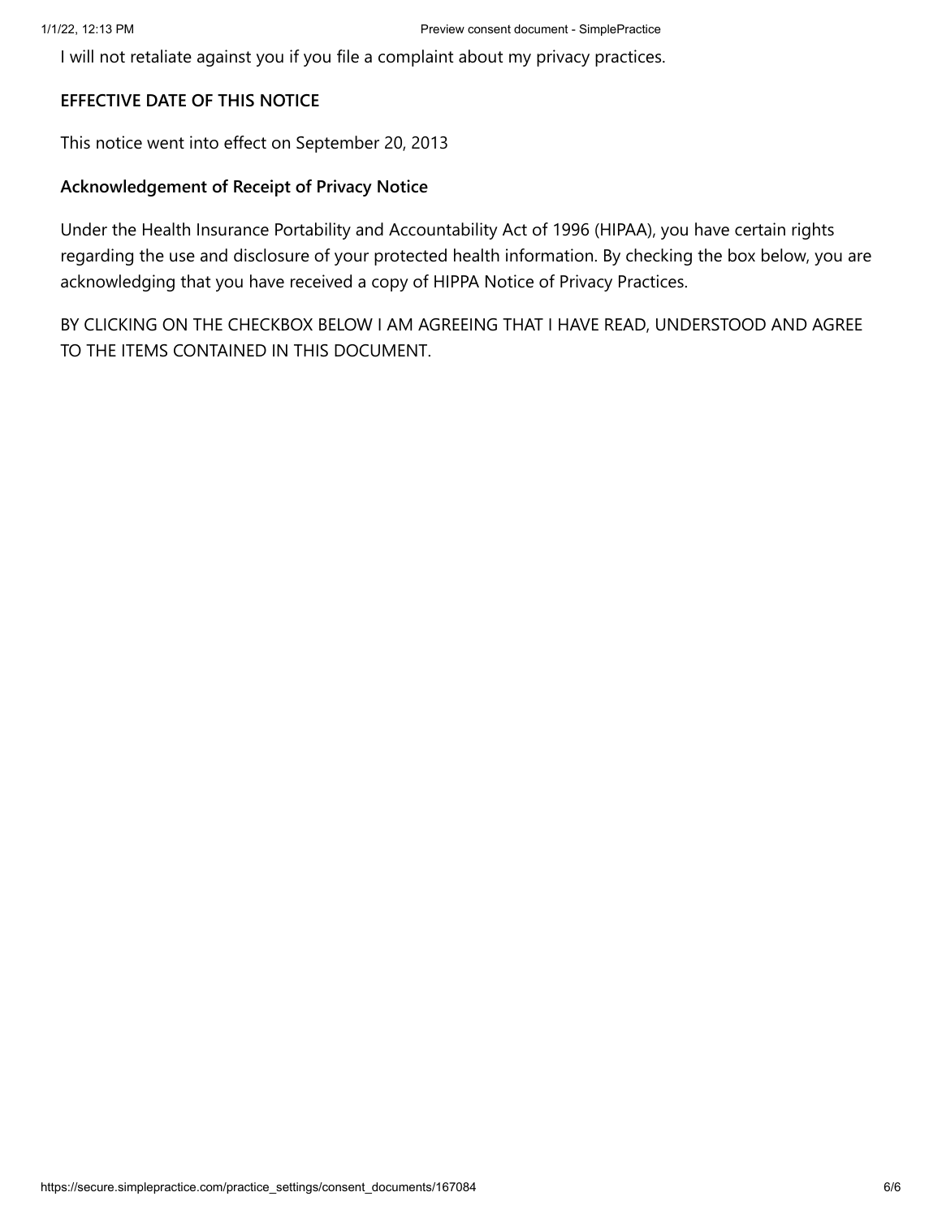I will not retaliate against you if you file a complaint about my privacy practices.

**EFFECTIVE DATE OF THIS NOTICE**

This notice went into effect on September 20, 2013

**Acknowledgement of Receipt of Privacy Notice**

Under the Health Insurance Portability and Accountability Act of 1996 (HIPAA), you have certain rights regarding the use and disclosure of your protected health information. By checking the box below, you are acknowledging that you have received a copy of HIPPA Notice of Privacy Practices.

BY CLICKING ON THE CHECKBOX BELOW I AM AGREEING THAT I HAVE READ, UNDERSTOOD AND AGREE TO THE ITEMS CONTAINED IN THIS DOCUMENT.